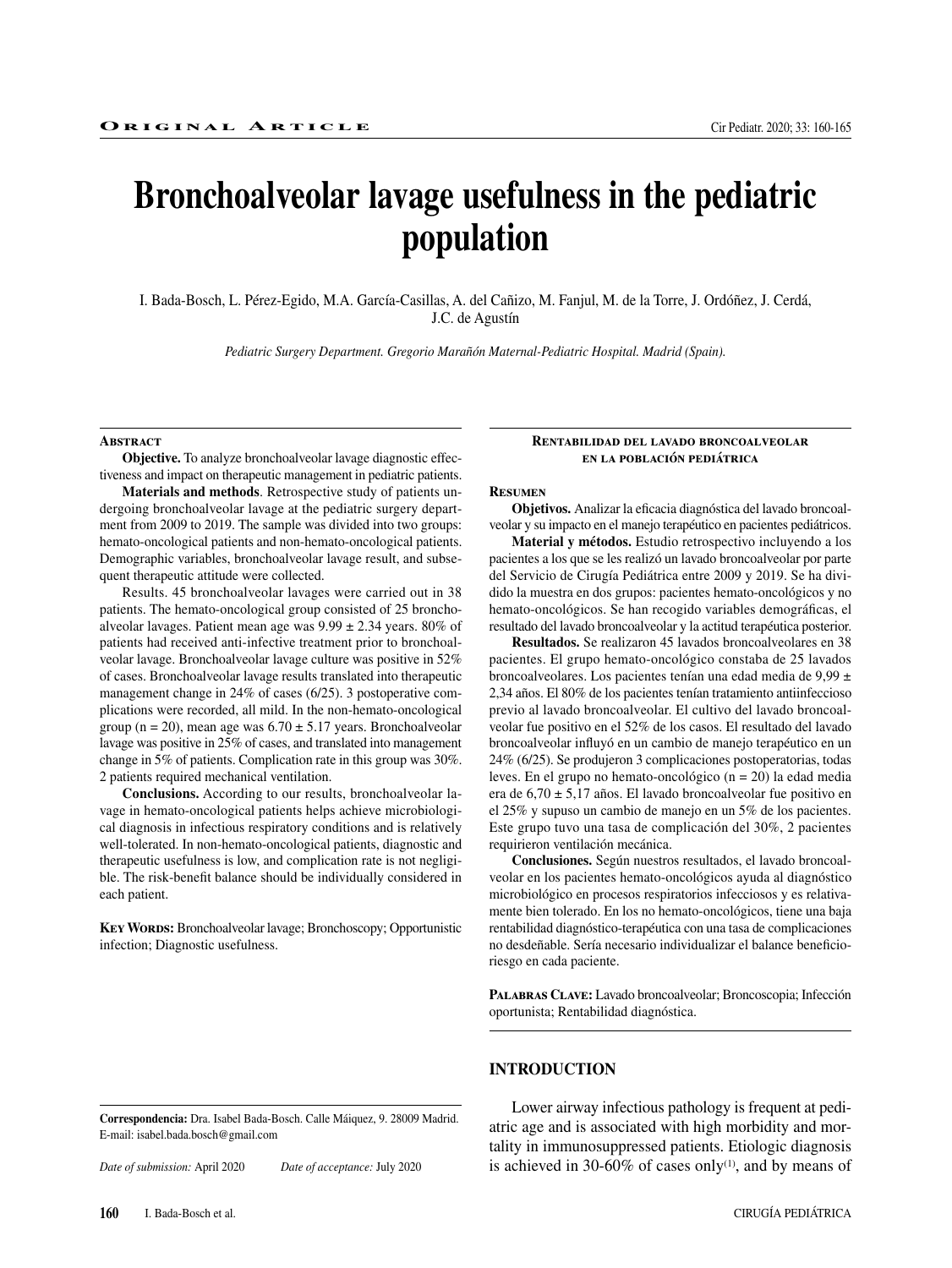ORIGINAL ARTICLE

# Bronchoalveolar lavage usefulness in the pediatric population

I. Bada-Bosch, L. Pérez-Egido, M.A. García-Casillas, A. del Cañizo, M. Fanjul, M. de la Torre, J. Ordóñez, J. Cerdá, J.C. de Agustín

*Pediatric Surgery Department. Gregorio Marañón Maternal-Pediatric Hospital. Madrid (Spain).*

## Abstract

**Objective.** To analyze bronchoalveolar lavage diagnostic effectiveness and impact on therapeutic management in pediatric patients.

**Materials and methods**. Retrospective study of patients undergoing bronchoalveolar lavage at the pediatric surgery department from 2009 to 2019. The sample was divided into two groups: hemato-oncological patients and non-hemato-oncological patients. Demographic variables, bronchoalveolar lavage result, and subsequent therapeutic attitude were collected.

Results. 45 bronchoalveolar lavages were carried out in 38 patients. The hemato-oncological group consisted of 25 bronchoalveolar lavages. Patient mean age was 9.99 ± 2.34 years. 80% of patients had received anti-infective treatment prior to bronchoalveolar lavage. Bronchoalveolar lavage culture was positive in 52% of cases. Bronchoalveolar lavage results translated into therapeutic management change in 24% of cases (6/25). 3 postoperative complications were recorded, all mild. In the non-hemato-oncological group (n = 20), mean age was 6.70 ± 5.17 years. Bronchoalveolar lavage was positive in 25% of cases, and translated into management change in 5% of patients. Complication rate in this group was 30%. 2 patients required mechanical ventilation.

**Conclusions.** According to our results, bronchoalveolar lavage in hemato-oncological patients helps achieve microbiological diagnosis in infectious respiratory conditions and is relatively well-tolerated. In non-hemato-oncological patients, diagnostic and therapeutic usefulness is low, and complication rate is not negligible. The risk-benefit balance should be individually considered in each patient.

**Key Words:** Bronchoalveolar lavage; Bronchoscopy; Opportunistic infection; Diagnostic usefulness.

**Rentabilidad del lavado broncoalveolar en la población pediátrica**

## Resumen

**Objetivos.** Analizar la eficacia diagnóstica del lavado broncoalveolar y su impacto en el manejo terapéutico en pacientes pediátricos.

**Material y métodos.** Estudio retrospectivo incluyendo a los pacientes a los que se les realizó un lavado broncoalveolar por parte del Servicio de Cirugía Pediátrica entre 2009 y 2019. Se ha dividido la muestra en dos grupos: pacientes hemato-oncológicos y no hemato-oncológicos. Se han recogido variables demográficas, el resultado del lavado broncoalveolar y la actitud terapéutica posterior.

**Resultados.** Se realizaron 45 lavados broncoalveolares en 38 pacientes. El grupo hemato-oncológico constaba de 25 lavados broncoalveolares. Los pacientes tenían una edad media de 9,99 ± 2,34 años. El 80% de los pacientes tenían tratamiento antiinfeccioso previo al lavado broncoalveolar. El cultivo del lavado broncoalveolar fue positivo en el 52% de los casos. El resultado del lavado broncoalveolar influyó en un cambio de manejo terapéutico en un 24% (6/25). Se produjeron 3 complicaciones postoperatorias, todas leves. En el grupo no hemato-oncológico (n = 20) la edad media era de 6,70 ± 5,17 años. El lavado broncoalveolar fue positivo en el 25% y supuso un cambio de manejo en un 5% de los pacientes. Este grupo tuvo una tasa de complicación del 30%, 2 pacientes requirieron ventilación mecánica.

**Conclusiones.** Según nuestros resultados, el lavado broncoalveolar en los pacientes hemato-oncológicos ayuda al diagnóstico microbiológico en procesos respiratorios infecciosos y es relativamente bien tolerado. En los no hemato-oncológicos, tiene una baja rentabilidad diagnóstico-terapéutica con una tasa de complicaciones no desdeñable. Sería necesario individualizar el balance beneficio-riesgo en cada paciente.

**Palabras Clave:** Lavado broncoalveolar; Broncoscopia; Infección oportunista; Rentabilidad diagnóstica.

## INTRODUCTION

Lower airway infectious pathology is frequent at pediatric age and is associated with high morbidity and mortality in immunosuppressed patients. Etiologic diagnosis is achieved in 30-60% of cases only[1], and by means of

**Correspondencia:** Dra. Isabel Bada-Bosch. Calle Máiquez, 9. 28009 Madrid. E-mail: isabel.bada.bosch@gmail.com

*Date of submission:* April 2020 *Date of acceptance:* July 2020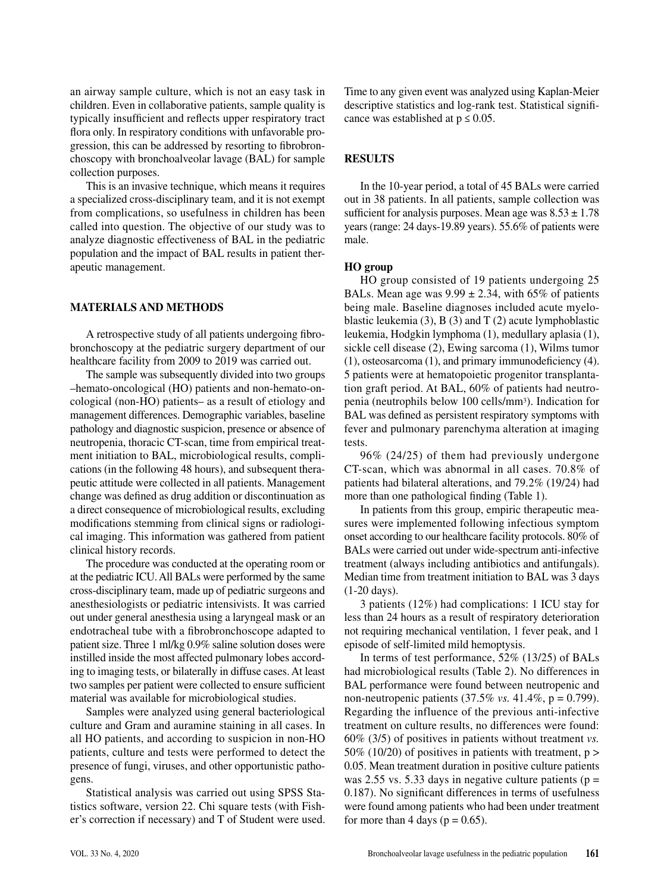an airway sample culture, which is not an easy task in children. Even in collaborative patients, sample quality is typically insufficient and reflects upper respiratory tract flora only. In respiratory conditions with unfavorable progression, this can be addressed by resorting to fibrobronchoscopy with bronchoalveolar lavage (BAL) for sample collection purposes.

This is an invasive technique, which means it requires a specialized cross-disciplinary team, and it is not exempt from complications, so usefulness in children has been called into question. The objective of our study was to analyze diagnostic effectiveness of BAL in the pediatric population and the impact of BAL results in patient therapeutic management.

## MATERIALS AND METHODS

A retrospective study of all patients undergoing fibrobronchoscopy at the pediatric surgery department of our healthcare facility from 2009 to 2019 was carried out.

The sample was subsequently divided into two groups –hemato-oncological (HO) patients and non-hemato-oncological (non-HO) patients– as a result of etiology and management differences. Demographic variables, baseline pathology and diagnostic suspicion, presence or absence of neutropenia, thoracic CT-scan, time from empirical treatment initiation to BAL, microbiological results, complications (in the following 48 hours), and subsequent therapeutic attitude were collected in all patients. Management change was defined as drug addition or discontinuation as a direct consequence of microbiological results, excluding modifications stemming from clinical signs or radiological imaging. This information was gathered from patient clinical history records.

The procedure was conducted at the operating room or at the pediatric ICU. All BALs were performed by the same cross-disciplinary team, made up of pediatric surgeons and anesthesiologists or pediatric intensivists. It was carried out under general anesthesia using a laryngeal mask or an endotracheal tube with a fibrobronchoscope adapted to patient size. Three 1 ml/kg 0.9% saline solution doses were instilled inside the most affected pulmonary lobes according to imaging tests, or bilaterally in diffuse cases. At least two samples per patient were collected to ensure sufficient material was available for microbiological studies.

Samples were analyzed using general bacteriological culture and Gram and auramine staining in all cases. In all HO patients, and according to suspicion in non-HO patients, culture and tests were performed to detect the presence of fungi, viruses, and other opportunistic pathogens.

Statistical analysis was carried out using SPSS Statistics software, version 22. Chi square tests (with Fisher's correction if necessary) and T of Student were used. Time to any given event was analyzed using Kaplan-Meier descriptive statistics and log-rank test. Statistical significance was established at $p \leq 0.05$.

## RESULTS

In the 10-year period, a total of 45 BALs were carried out in 38 patients. In all patients, sample collection was sufficient for analysis purposes. Mean age was $8.53 \pm 1.78$ years (range: 24 days-19.89 years). 55.6% of patients were male.

### HO group

HO group consisted of 19 patients undergoing 25 BALs. Mean age was $9.99 \pm 2.34$, with 65% of patients being male. Baseline diagnoses included acute myeloblastic leukemia (3), B (3) and T (2) acute lymphoblastic leukemia, Hodgkin lymphoma (1), medullary aplasia (1), sickle cell disease (2), Ewing sarcoma (1), Wilms tumor (1), osteosarcoma (1), and primary immunodeficiency (4). 5 patients were at hematopoietic progenitor transplantation graft period. At BAL, 60% of patients had neutropenia (neutrophils below 100 cells/mm$^3$). Indication for BAL was defined as persistent respiratory symptoms with fever and pulmonary parenchyma alteration at imaging tests.

96% (24/25) of them had previously undergone CT-scan, which was abnormal in all cases. 70.8% of patients had bilateral alterations, and 79.2% (19/24) had more than one pathological finding (Table 1).

In patients from this group, empiric therapeutic measures were implemented following infectious symptom onset according to our healthcare facility protocols. 80% of BALs were carried out under wide-spectrum anti-infective treatment (always including antibiotics and antifungals). Median time from treatment initiation to BAL was 3 days (1-20 days).

3 patients (12%) had complications: 1 ICU stay for less than 24 hours as a result of respiratory deterioration not requiring mechanical ventilation, 1 fever peak, and 1 episode of self-limited mild hemoptysis.

In terms of test performance, 52% (13/25) of BALs had microbiological results (Table 2). No differences in BAL performance were found between neutropenic and non-neutropenic patients (37.5% *vs.* 41.4%, $p = 0.799$). Regarding the influence of the previous anti-infective treatment on culture results, no differences were found: 60% (3/5) of positives in patients without treatment *vs.* 50% (10/20) of positives in patients with treatment, $p > 0.05$. Mean treatment duration in positive culture patients was 2.55 vs. 5.33 days in negative culture patients ($p = 0.187$). No significant differences in terms of usefulness were found among patients who had been under treatment for more than 4 days ($p = 0.65$).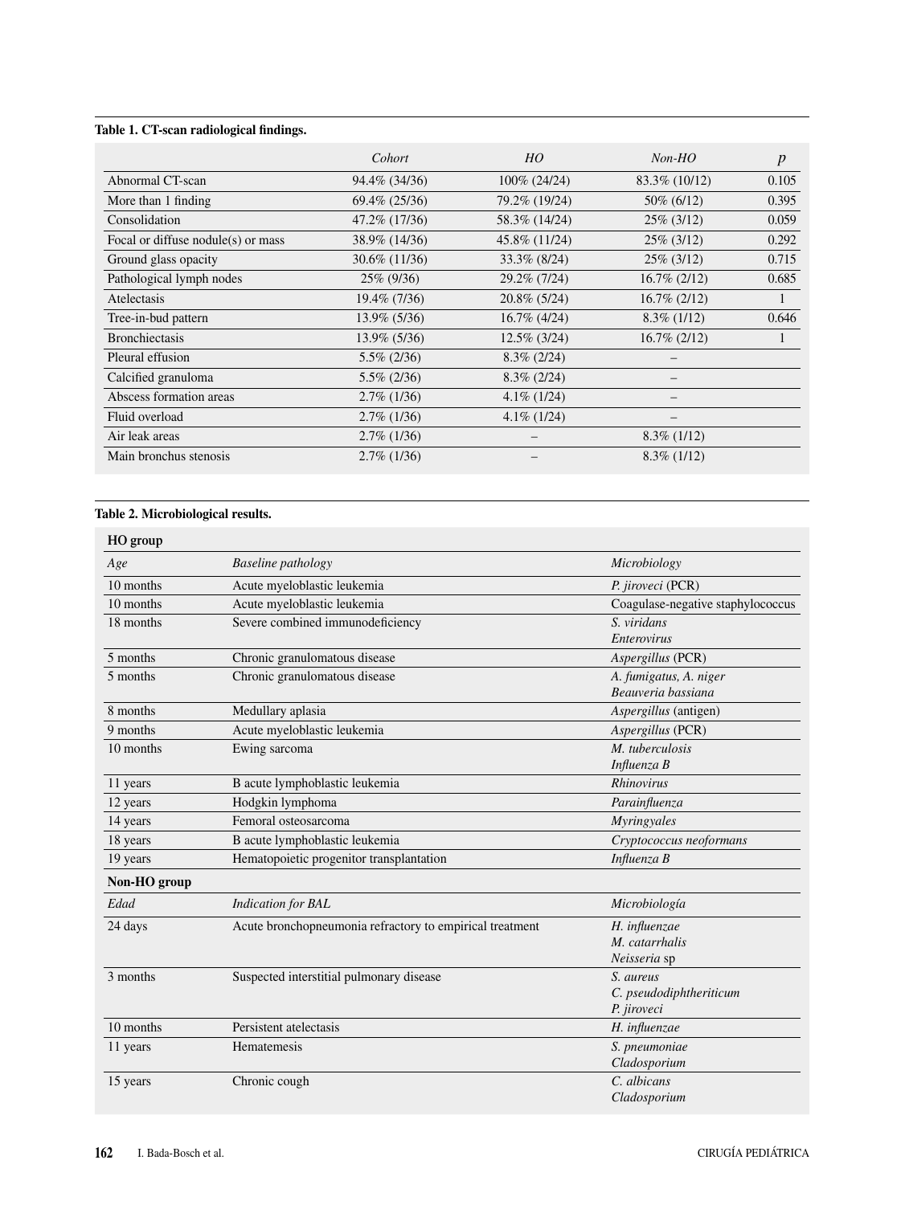**Table 1. CT-scan radiological findings.**

| | *Cohort* | *HO* | *Non-HO* | *p* |
|---|---|---|---|---|
| Abnormal CT-scan | 94.4% (34/36) | 100% (24/24) | 83.3% (10/12) | 0.105 |
| More than 1 finding | 69.4% (25/36) | 79.2% (19/24) | 50% (6/12) | 0.395 |
| Consolidation | 47.2% (17/36) | 58.3% (14/24) | 25% (3/12) | 0.059 |
| Focal or diffuse nodule(s) or mass | 38.9% (14/36) | 45.8% (11/24) | 25% (3/12) | 0.292 |
| Ground glass opacity | 30.6% (11/36) | 33.3% (8/24) | 25% (3/12) | 0.715 |
| Pathological lymph nodes | 25% (9/36) | 29.2% (7/24) | 16.7% (2/12) | 0.685 |
| Atelectasis | 19.4% (7/36) | 20.8% (5/24) | 16.7% (2/12) | 1 |
| Tree-in-bud pattern | 13.9% (5/36) | 16.7% (4/24) | 8.3% (1/12) | 0.646 |
| Bronchiectasis | 13.9% (5/36) | 12.5% (3/24) | 16.7% (2/12) | 1 |
| Pleural effusion | 5.5% (2/36) | 8.3% (2/24) | – | |
| Calcified granuloma | 5.5% (2/36) | 8.3% (2/24) | – | |
| Abscess formation areas | 2.7% (1/36) | 4.1% (1/24) | – | |
| Fluid overload | 2.7% (1/36) | 4.1% (1/24) | – | |
| Air leak areas | 2.7% (1/36) | – | 8.3% (1/12) | |
| Main bronchus stenosis | 2.7% (1/36) | – | 8.3% (1/12) | |

**Table 2. Microbiological results.**

| **HO group** | | |
|---|---|---|
| *Age* | *Baseline pathology* | *Microbiology* |
| 10 months | Acute myeloblastic leukemia | *P. jiroveci* (PCR) |
| 10 months | Acute myeloblastic leukemia | Coagulase-negative staphylococcus |
| 18 months | Severe combined immunodeficiency | *S. viridans*<br>*Enterovirus* |
| 5 months | Chronic granulomatous disease | *Aspergillus* (PCR) |
| 5 months | Chronic granulomatous disease | *A. fumigatus, A. niger*<br>*Beauveria bassiana* |
| 8 months | Medullary aplasia | *Aspergillus* (antigen) |
| 9 months | Acute myeloblastic leukemia | *Aspergillus* (PCR) |
| 10 months | Ewing sarcoma | *M. tuberculosis*<br>*Influenza B* |
| 11 years | B acute lymphoblastic leukemia | *Rhinovirus* |
| 12 years | Hodgkin lymphoma | *Parainfluenza* |
| 14 years | Femoral osteosarcoma | *Myringyales* |
| 18 years | B acute lymphoblastic leukemia | *Cryptococcus neoformans* |
| 19 years | Hematopoietic progenitor transplantation | *Influenza B* |
| **Non-HO group** | | |
| *Edad* | *Indication for BAL* | *Microbiología* |
| 24 days | Acute bronchopneumonia refractory to empirical treatment | *H. influenzae*<br>*M. catarrhalis*<br>*Neisseria* sp |
| 3 months | Suspected interstitial pulmonary disease | *S. aureus*<br>*C. pseudodiphtheriticum*<br>*P. jiroveci* |
| 10 months | Persistent atelectasis | *H. influenzae* |
| 11 years | Hematemesis | *S. pneumoniae*<br>*Cladosporium* |
| 15 years | Chronic cough | *C. albicans*<br>*Cladosporium* |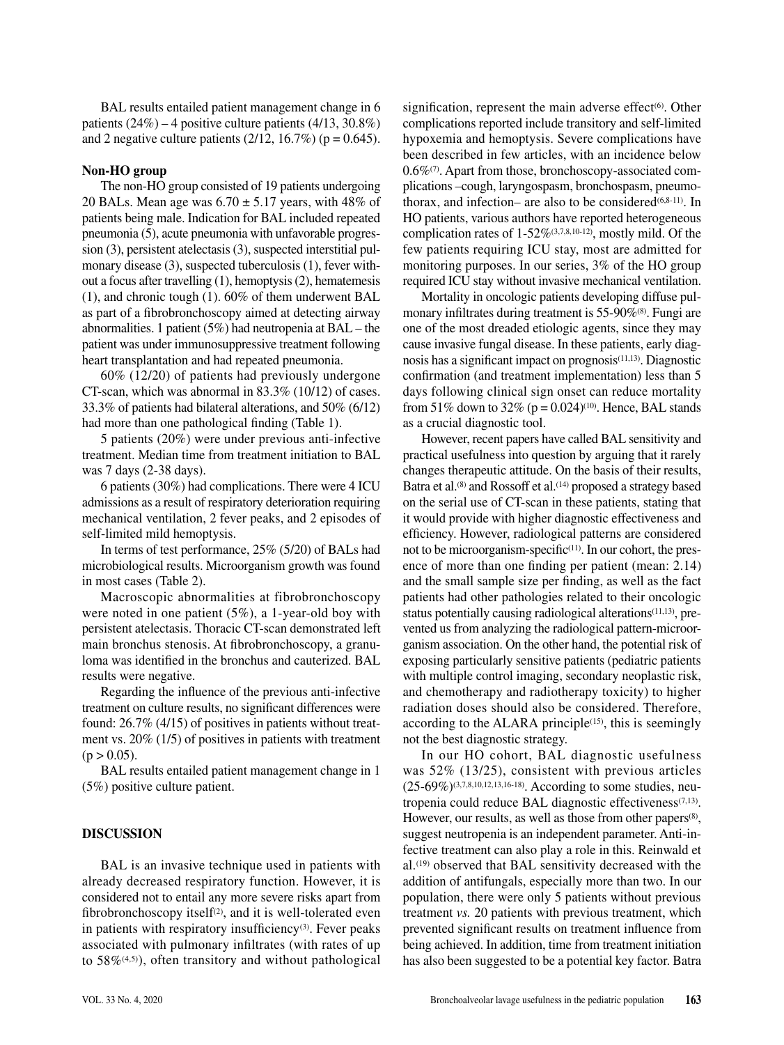BAL results entailed patient management change in 6 patients (24%) – 4 positive culture patients (4/13, 30.8%) and 2 negative culture patients (2/12, 16.7%) ($p = 0.645$).

**Non-HO group**

The non-HO group consisted of 19 patients undergoing 20 BALs. Mean age was $6.70 \pm 5.17$ years, with 48% of patients being male. Indication for BAL included repeated pneumonia (5), acute pneumonia with unfavorable progression (3), persistent atelectasis (3), suspected interstitial pulmonary disease (3), suspected tuberculosis (1), fever without a focus after travelling (1), hemoptysis (2), hematemesis (1), and chronic tough (1). 60% of them underwent BAL as part of a fibrobronchoscopy aimed at detecting airway abnormalities. 1 patient (5%) had neutropenia at BAL – the patient was under immunosuppressive treatment following heart transplantation and had repeated pneumonia.

60% (12/20) of patients had previously undergone CT-scan, which was abnormal in 83.3% (10/12) of cases. 33.3% of patients had bilateral alterations, and 50% (6/12) had more than one pathological finding (Table 1).

5 patients (20%) were under previous anti-infective treatment. Median time from treatment initiation to BAL was 7 days (2-38 days).

6 patients (30%) had complications. There were 4 ICU admissions as a result of respiratory deterioration requiring mechanical ventilation, 2 fever peaks, and 2 episodes of self-limited mild hemoptysis.

In terms of test performance, 25% (5/20) of BALs had microbiological results. Microorganism growth was found in most cases (Table 2).

Macroscopic abnormalities at fibrobronchoscopy were noted in one patient (5%), a 1-year-old boy with persistent atelectasis. Thoracic CT-scan demonstrated left main bronchus stenosis. At fibrobronchoscopy, a granuloma was identified in the bronchus and cauterized. BAL results were negative.

Regarding the influence of the previous anti-infective treatment on culture results, no significant differences were found: 26.7% (4/15) of positives in patients without treatment vs. 20% (1/5) of positives in patients with treatment ($p > 0.05$).

BAL results entailed patient management change in 1 (5%) positive culture patient.

## DISCUSSION

BAL is an invasive technique used in patients with already decreased respiratory function. However, it is considered not to entail any more severe risks apart from fibrobronchoscopy itself[2], and it is well-tolerated even in patients with respiratory insufficiency[3]. Fever peaks associated with pulmonary infiltrates (with rates of up to 58%[4,5]), often transitory and without pathological signification, represent the main adverse effect[6]. Other complications reported include transitory and self-limited hypoxemia and hemoptysis. Severe complications have been described in few articles, with an incidence below 0.6%[7]. Apart from those, bronchoscopy-associated complications –cough, laryngospasm, bronchospasm, pneumothorax, and infection– are also to be considered[6,8-11]. In HO patients, various authors have reported heterogeneous complication rates of 1-52%[3,7,8,10-12], mostly mild. Of the few patients requiring ICU stay, most are admitted for monitoring purposes. In our series, 3% of the HO group required ICU stay without invasive mechanical ventilation.

Mortality in oncologic patients developing diffuse pulmonary infiltrates during treatment is 55-90%[8]. Fungi are one of the most dreaded etiologic agents, since they may cause invasive fungal disease. In these patients, early diagnosis has a significant impact on prognosis[11,13]. Diagnostic confirmation (and treatment implementation) less than 5 days following clinical sign onset can reduce mortality from 51% down to 32% ($p = 0.024$)[10]. Hence, BAL stands as a crucial diagnostic tool.

However, recent papers have called BAL sensitivity and practical usefulness into question by arguing that it rarely changes therapeutic attitude. On the basis of their results, Batra et al.[8] and Rossoff et al.[14] proposed a strategy based on the serial use of CT-scan in these patients, stating that it would provide with higher diagnostic effectiveness and efficiency. However, radiological patterns are considered not to be microorganism-specific[11]. In our cohort, the presence of more than one finding per patient (mean: 2.14) and the small sample size per finding, as well as the fact patients had other pathologies related to their oncologic status potentially causing radiological alterations[11,13], prevented us from analyzing the radiological pattern-microorganism association. On the other hand, the potential risk of exposing particularly sensitive patients (pediatric patients with multiple control imaging, secondary neoplastic risk, and chemotherapy and radiotherapy toxicity) to higher radiation doses should also be considered. Therefore, according to the ALARA principle[15], this is seemingly not the best diagnostic strategy.

In our HO cohort, BAL diagnostic usefulness was 52% (13/25), consistent with previous articles (25-69%)[3,7,8,10,12,13,16-18]. According to some studies, neutropenia could reduce BAL diagnostic effectiveness[7,13]. However, our results, as well as those from other papers[8], suggest neutropenia is an independent parameter. Anti-infective treatment can also play a role in this. Reinwald et al.[19] observed that BAL sensitivity decreased with the addition of antifungals, especially more than two. In our population, there were only 5 patients without previous treatment *vs.* 20 patients with previous treatment, which prevented significant results on treatment influence from being achieved. In addition, time from treatment initiation has also been suggested to be a potential key factor. Batra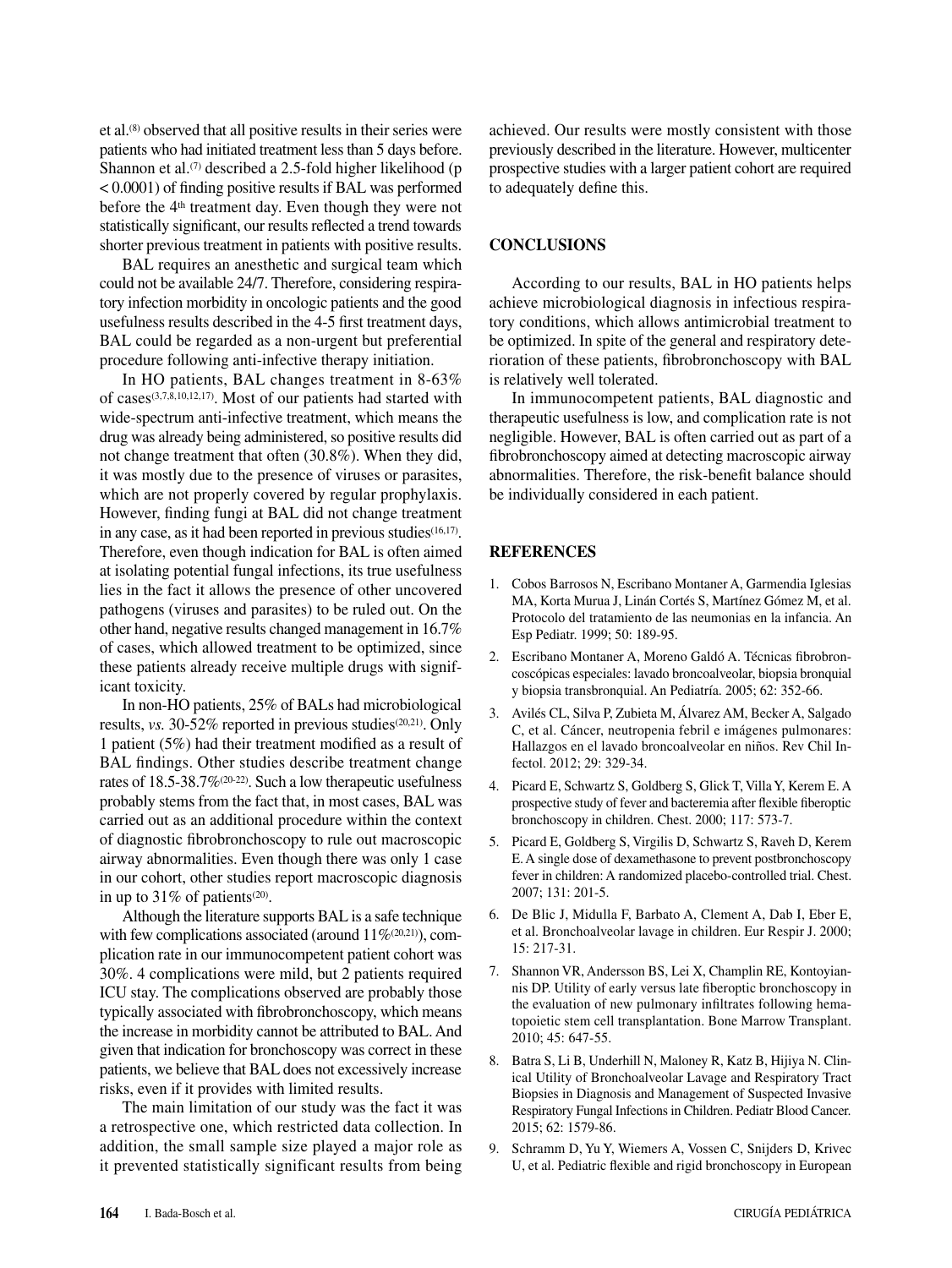et al.[8] observed that all positive results in their series were patients who had initiated treatment less than 5 days before. Shannon et al.[7] described a 2.5-fold higher likelihood ($p < 0.0001$) of finding positive results if BAL was performed before the 4th treatment day. Even though they were not statistically significant, our results reflected a trend towards shorter previous treatment in patients with positive results.

BAL requires an anesthetic and surgical team which could not be available 24/7. Therefore, considering respiratory infection morbidity in oncologic patients and the good usefulness results described in the 4-5 first treatment days, BAL could be regarded as a non-urgent but preferential procedure following anti-infective therapy initiation.

In HO patients, BAL changes treatment in 8-63% of cases[3,7,8,10,12,17]. Most of our patients had started with wide-spectrum anti-infective treatment, which means the drug was already being administered, so positive results did not change treatment that often (30.8%). When they did, it was mostly due to the presence of viruses or parasites, which are not properly covered by regular prophylaxis. However, finding fungi at BAL did not change treatment in any case, as it had been reported in previous studies[16,17]. Therefore, even though indication for BAL is often aimed at isolating potential fungal infections, its true usefulness lies in the fact it allows the presence of other uncovered pathogens (viruses and parasites) to be ruled out. On the other hand, negative results changed management in 16.7% of cases, which allowed treatment to be optimized, since these patients already receive multiple drugs with significant toxicity.

In non-HO patients, 25% of BALs had microbiological results, *vs.* 30-52% reported in previous studies[20,21]. Only 1 patient (5%) had their treatment modified as a result of BAL findings. Other studies describe treatment change rates of 18.5-38.7%[20-22]. Such a low therapeutic usefulness probably stems from the fact that, in most cases, BAL was carried out as an additional procedure within the context of diagnostic fibrobronchoscopy to rule out macroscopic airway abnormalities. Even though there was only 1 case in our cohort, other studies report macroscopic diagnosis in up to 31% of patients[20].

Although the literature supports BAL is a safe technique with few complications associated (around 11%[20,21]), complication rate in our immunocompetent patient cohort was 30%. 4 complications were mild, but 2 patients required ICU stay. The complications observed are probably those typically associated with fibrobronchoscopy, which means the increase in morbidity cannot be attributed to BAL. And given that indication for bronchoscopy was correct in these patients, we believe that BAL does not excessively increase risks, even if it provides with limited results.

The main limitation of our study was the fact it was a retrospective one, which restricted data collection. In addition, the small sample size played a major role as it prevented statistically significant results from being achieved. Our results were mostly consistent with those previously described in the literature. However, multicenter prospective studies with a larger patient cohort are required to adequately define this.

## CONCLUSIONS

According to our results, BAL in HO patients helps achieve microbiological diagnosis in infectious respiratory conditions, which allows antimicrobial treatment to be optimized. In spite of the general and respiratory deterioration of these patients, fibrobronchoscopy with BAL is relatively well tolerated.

In immunocompetent patients, BAL diagnostic and therapeutic usefulness is low, and complication rate is not negligible. However, BAL is often carried out as part of a fibrobronchoscopy aimed at detecting macroscopic airway abnormalities. Therefore, the risk-benefit balance should be individually considered in each patient.

## REFERENCES

1. Cobos Barrosos N, Escribano Montaner A, Garmendia Iglesias MA, Korta Murua J, Linán Cortés S, Martínez Gómez M, et al. Protocolo del tratamiento de las neumonias en la infancia. An Esp Pediatr. 1999; 50: 189-95.
2. Escribano Montaner A, Moreno Galdó A. Técnicas fibrobroncoscópicas especiales: lavado broncoalveolar, biopsia bronquial y biopsia transbronquial. An Pediatría. 2005; 62: 352-66.
3. Avilés CL, Silva P, Zubieta M, Álvarez AM, Becker A, Salgado C, et al. Cáncer, neutropenia febril e imágenes pulmonares: Hallazgos en el lavado broncoalveolar en niños. Rev Chil Infectol. 2012; 29: 329-34.
4. Picard E, Schwartz S, Goldberg S, Glick T, Villa Y, Kerem E. A prospective study of fever and bacteremia after flexible fiberoptic bronchoscopy in children. Chest. 2000; 117: 573-7.
5. Picard E, Goldberg S, Virgilis D, Schwartz S, Raveh D, Kerem E. A single dose of dexamethasone to prevent postbronchoscopy fever in children: A randomized placebo-controlled trial. Chest. 2007; 131: 201-5.
6. De Blic J, Midulla F, Barbato A, Clement A, Dab I, Eber E, et al. Bronchoalveolar lavage in children. Eur Respir J. 2000; 15: 217-31.
7. Shannon VR, Andersson BS, Lei X, Champlin RE, Kontoyiannis DP. Utility of early versus late fiberoptic bronchoscopy in the evaluation of new pulmonary infiltrates following hematopoietic stem cell transplantation. Bone Marrow Transplant. 2010; 45: 647-55.
8. Batra S, Li B, Underhill N, Maloney R, Katz B, Hijiya N. Clinical Utility of Bronchoalveolar Lavage and Respiratory Tract Biopsies in Diagnosis and Management of Suspected Invasive Respiratory Fungal Infections in Children. Pediatr Blood Cancer. 2015; 62: 1579-86.
9. Schramm D, Yu Y, Wiemers A, Vossen C, Snijders D, Krivec U, et al. Pediatric flexible and rigid bronchoscopy in European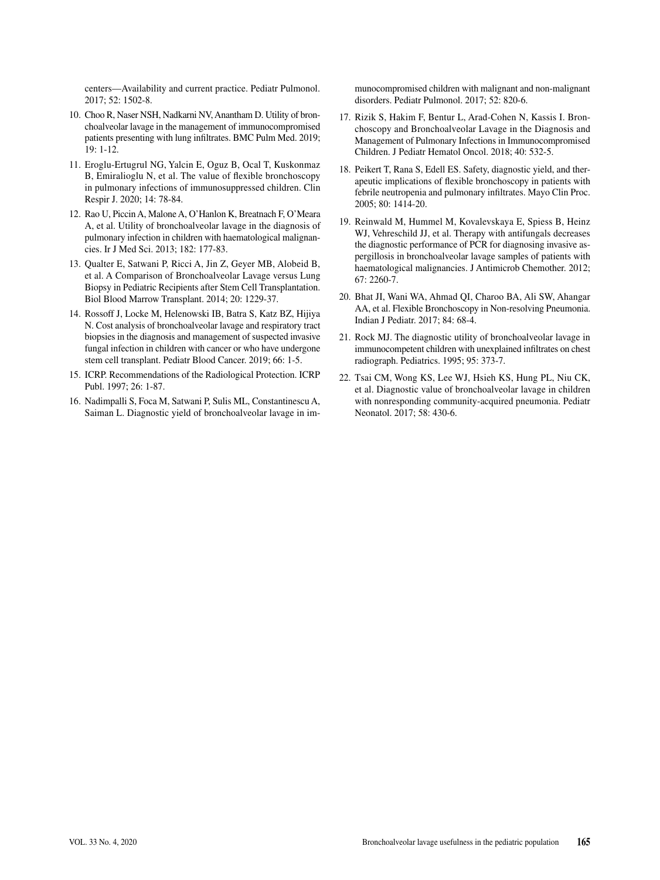centers—Availability and current practice. Pediatr Pulmonol. 2017; 52: 1502-8.

10. Choo R, Naser NSH, Nadkarni NV, Anantham D. Utility of bronchoalveolar lavage in the management of immunocompromised patients presenting with lung infiltrates. BMC Pulm Med. 2019; 19: 1-12.
11. Eroglu-Ertugrul NG, Yalcin E, Oguz B, Ocal T, Kuskonmaz B, Emiralioglu N, et al. The value of flexible bronchoscopy in pulmonary infections of immunosuppressed children. Clin Respir J. 2020; 14: 78-84.
12. Rao U, Piccin A, Malone A, O'Hanlon K, Breatnach F, O'Meara A, et al. Utility of bronchoalveolar lavage in the diagnosis of pulmonary infection in children with haematological malignancies. Ir J Med Sci. 2013; 182: 177-83.
13. Qualter E, Satwani P, Ricci A, Jin Z, Geyer MB, Alobeid B, et al. A Comparison of Bronchoalveolar Lavage versus Lung Biopsy in Pediatric Recipients after Stem Cell Transplantation. Biol Blood Marrow Transplant. 2014; 20: 1229-37.
14. Rossoff J, Locke M, Helenowski IB, Batra S, Katz BZ, Hijiya N. Cost analysis of bronchoalveolar lavage and respiratory tract biopsies in the diagnosis and management of suspected invasive fungal infection in children with cancer or who have undergone stem cell transplant. Pediatr Blood Cancer. 2019; 66: 1-5.
15. ICRP. Recommendations of the Radiological Protection. ICRP Publ. 1997; 26: 1-87.
16. Nadimpalli S, Foca M, Satwani P, Sulis ML, Constantinescu A, Saiman L. Diagnostic yield of bronchoalveolar lavage in immunocompromised children with malignant and non-malignant disorders. Pediatr Pulmonol. 2017; 52: 820-6.
17. Rizik S, Hakim F, Bentur L, Arad-Cohen N, Kassis I. Bronchoscopy and Bronchoalveolar Lavage in the Diagnosis and Management of Pulmonary Infections in Immunocompromised Children. J Pediatr Hematol Oncol. 2018; 40: 532-5.
18. Peikert T, Rana S, Edell ES. Safety, diagnostic yield, and therapeutic implications of flexible bronchoscopy in patients with febrile neutropenia and pulmonary infiltrates. Mayo Clin Proc. 2005; 80: 1414-20.
19. Reinwald M, Hummel M, Kovalevskaya E, Spiess B, Heinz WJ, Vehreschild JJ, et al. Therapy with antifungals decreases the diagnostic performance of PCR for diagnosing invasive aspergillosis in bronchoalveolar lavage samples of patients with haematological malignancies. J Antimicrob Chemother. 2012; 67: 2260-7.
20. Bhat JI, Wani WA, Ahmad QI, Charoo BA, Ali SW, Ahangar AA, et al. Flexible Bronchoscopy in Non-resolving Pneumonia. Indian J Pediatr. 2017; 84: 68-4.
21. Rock MJ. The diagnostic utility of bronchoalveolar lavage in immunocompetent children with unexplained infiltrates on chest radiograph. Pediatrics. 1995; 95: 373-7.
22. Tsai CM, Wong KS, Lee WJ, Hsieh KS, Hung PL, Niu CK, et al. Diagnostic value of bronchoalveolar lavage in children with nonresponding community-acquired pneumonia. Pediatr Neonatol. 2017; 58: 430-6.